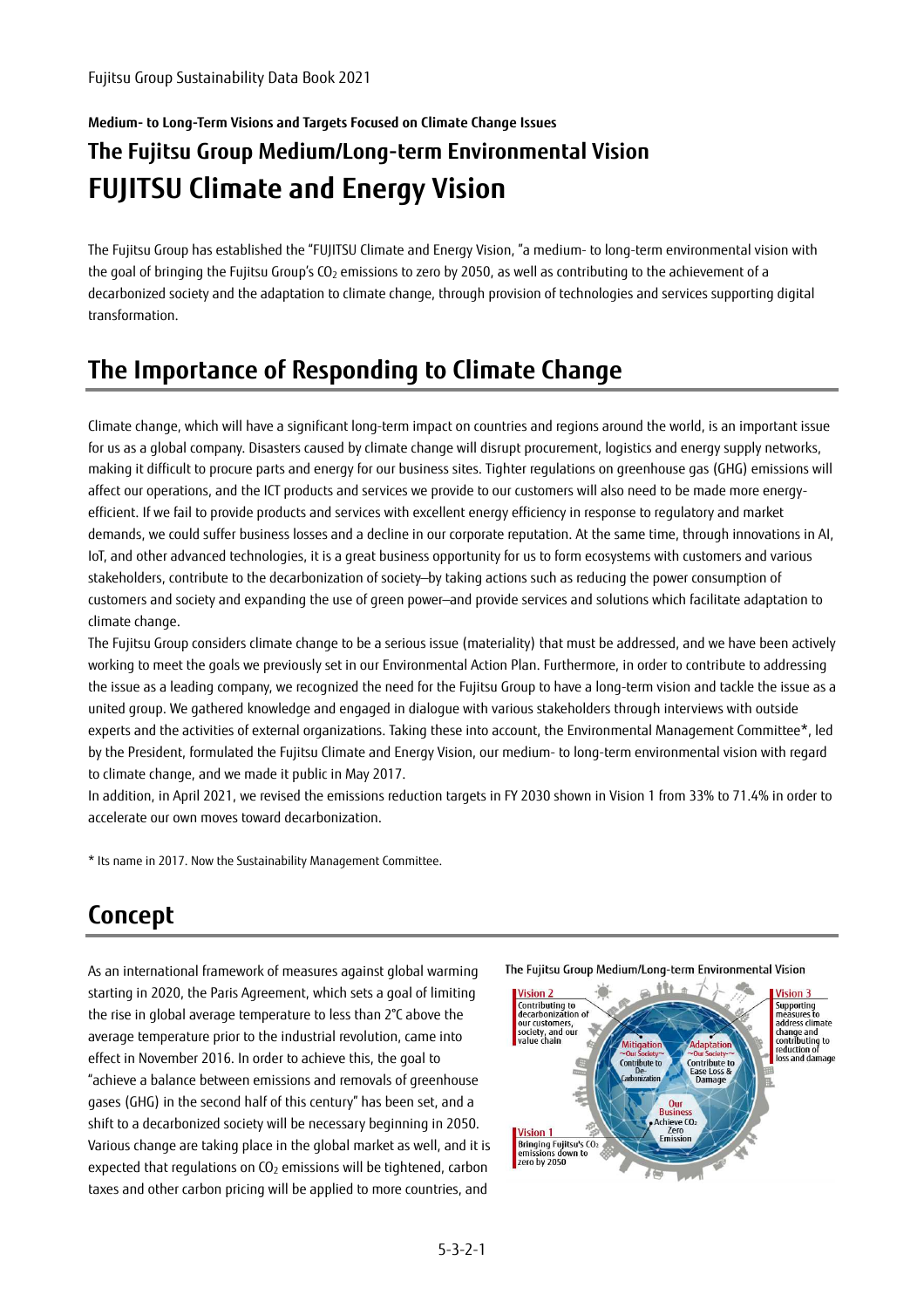Fujitsu Group Sustainability Data Book 2021

**Medium- to Long-Term Visions and Targets Focused on Climate Change Issues**

## The Fujitsu Group Medium/Long-term Environmental Vision

# FUJITSU Climate and Energy Vision

The Fujitsu Group has established the "FUJITSU Climate and Energy Vision, "a medium- to long-term environmental vision with the goal of bringing the Fujitsu Group's $CO_2$ emissions to zero by 2050, as well as contributing to the achievement of a decarbonized society and the adaptation to climate change, through provision of technologies and services supporting digital transformation.

## The Importance of Responding to Climate Change

Climate change, which will have a significant long-term impact on countries and regions around the world, is an important issue for us as a global company. Disasters caused by climate change will disrupt procurement, logistics and energy supply networks, making it difficult to procure parts and energy for our business sites. Tighter regulations on greenhouse gas (GHG) emissions will affect our operations, and the ICT products and services we provide to our customers will also need to be made more energy-efficient. If we fail to provide products and services with excellent energy efficiency in response to regulatory and market demands, we could suffer business losses and a decline in our corporate reputation. At the same time, through innovations in AI, IoT, and other advanced technologies, it is a great business opportunity for us to form ecosystems with customers and various stakeholders, contribute to the decarbonization of society—by taking actions such as reducing the power consumption of customers and society and expanding the use of green power—and provide services and solutions which facilitate adaptation to climate change.

The Fujitsu Group considers climate change to be a serious issue (materiality) that must be addressed, and we have been actively working to meet the goals we previously set in our Environmental Action Plan. Furthermore, in order to contribute to addressing the issue as a leading company, we recognized the need for the Fujitsu Group to have a long-term vision and tackle the issue as a united group. We gathered knowledge and engaged in dialogue with various stakeholders through interviews with outside experts and the activities of external organizations. Taking these into account, the Environmental Management Committee*, led by the President, formulated the Fujitsu Climate and Energy Vision, our medium- to long-term environmental vision with regard to climate change, and we made it public in May 2017.

In addition, in April 2021, we revised the emissions reduction targets in FY 2030 shown in Vision 1 from 33% to 71.4% in order to accelerate our own moves toward decarbonization.

\* Its name in 2017. Now the Sustainability Management Committee.

## Concept

As an international framework of measures against global warming starting in 2020, the Paris Agreement, which sets a goal of limiting the rise in global average temperature to less than 2°C above the average temperature prior to the industrial revolution, came into effect in November 2016. In order to achieve this, the goal to "achieve a balance between emissions and removals of greenhouse gases (GHG) in the second half of this century" has been set, and a shift to a decarbonized society will be necessary beginning in 2050. Various change are taking place in the global market as well, and it is expected that regulations on $CO_2$ emissions will be tightened, carbon taxes and other carbon pricing will be applied to more countries, and

The Fujitsu Group Medium/Long-term Environmental Vision

Vision 2: Contributing to decarbonization of our customers, society, and our value chain

Vision 3: Supporting measures to address climate change and contributing to reduction of loss and damage

Mitigation ~Our Society~ Contribute to De-Carbonization

Adaptation ~Our Society~ Contribute to Ease Loss & Damage

Our Business: Achieve $CO_2$ Zero Emission

Vision 1: Bringing Fujitsu's $CO_2$ emissions down to zero by 2050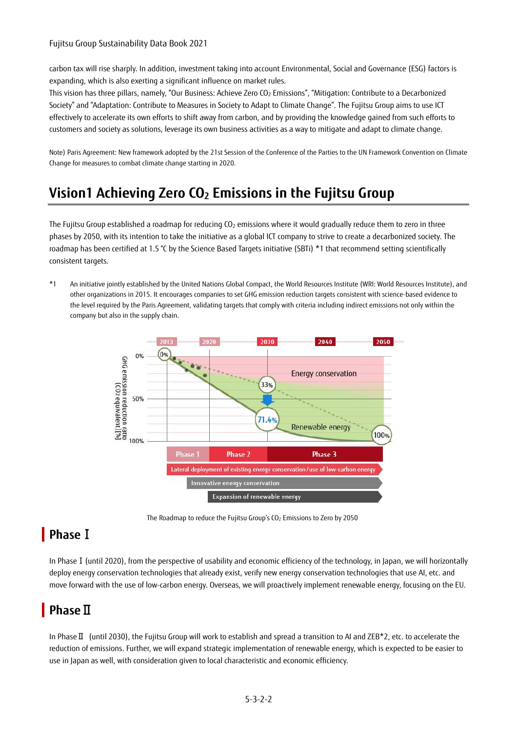carbon tax will rise sharply. In addition, investment taking into account Environmental, Social and Governance (ESG) factors is expanding, which is also exerting a significant influence on market rules.
This vision has three pillars, namely, "Our Business: Achieve Zero $CO_2$ Emissions", "Mitigation: Contribute to a Decarbonized Society" and "Adaptation: Contribute to Measures in Society to Adapt to Climate Change". The Fujitsu Group aims to use ICT effectively to accelerate its own efforts to shift away from carbon, and by providing the knowledge gained from such efforts to customers and society as solutions, leverage its own business activities as a way to mitigate and adapt to climate change.

Note) Paris Agreement: New framework adopted by the 21st Session of the Conference of the Parties to the UN Framework Convention on Climate Change for measures to combat climate change starting in 2020.

# Vision1 Achieving Zero $CO_2$ Emissions in the Fujitsu Group

The Fujitsu Group established a roadmap for reducing $CO_2$ emissions where it would gradually reduce them to zero in three phases by 2050, with its intention to take the initiative as a global ICT company to strive to create a decarbonized society. The roadmap has been certified at 1.5 °C by the Science Based Targets initiative (SBTi) *1 that recommend setting scientifically consistent targets.

*1 An initiative jointly established by the United Nations Global Compact, the World Resources Institute (WRI: World Resources Institute), and other organizations in 2015. It encourages companies to set GHG emission reduction targets consistent with science-based evidence to the level required by the Paris Agreement, validating targets that comply with criteria including indirect emissions not only within the company but also in the supply chain.

The Roadmap to reduce the Fujitsu Group's $CO_2$ Emissions to Zero by 2050

## Phase Ⅰ

In Phase Ⅰ (until 2020), from the perspective of usability and economic efficiency of the technology, in Japan, we will horizontally deploy energy conservation technologies that already exist, verify new energy conservation technologies that use AI, etc. and move forward with the use of low-carbon energy. Overseas, we will proactively implement renewable energy, focusing on the EU.

## Phase Ⅱ

In Phase Ⅱ (until 2030), the Fujitsu Group will work to establish and spread a transition to AI and ZEB*2, etc. to accelerate the reduction of emissions. Further, we will expand strategic implementation of renewable energy, which is expected to be easier to use in Japan as well, with consideration given to local characteristic and economic efficiency.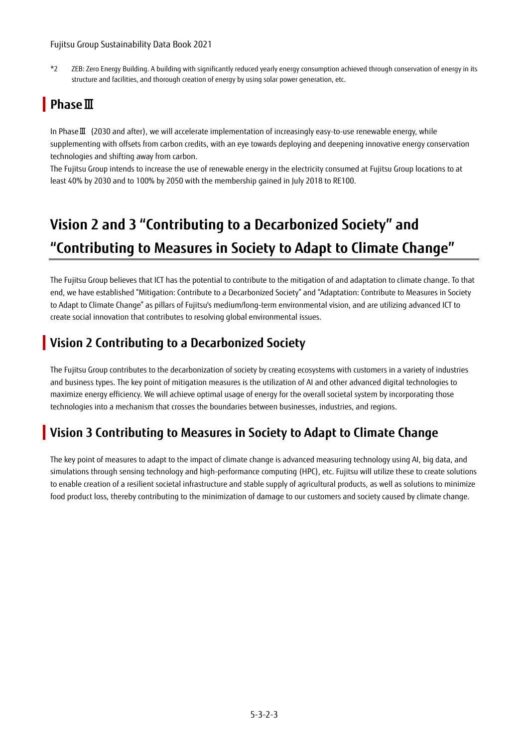*2 ZEB: Zero Energy Building. A building with significantly reduced yearly energy consumption achieved through conservation of energy in its structure and facilities, and thorough creation of energy by using solar power generation, etc.

### PhaseⅢ

In PhaseⅢ (2030 and after), we will accelerate implementation of increasingly easy-to-use renewable energy, while supplementing with offsets from carbon credits, with an eye towards deploying and deepening innovative energy conservation technologies and shifting away from carbon.

The Fujitsu Group intends to increase the use of renewable energy in the electricity consumed at Fujitsu Group locations to at least 40% by 2030 and to 100% by 2050 with the membership gained in July 2018 to RE100.

## Vision 2 and 3 "Contributing to a Decarbonized Society" and "Contributing to Measures in Society to Adapt to Climate Change"

The Fujitsu Group believes that ICT has the potential to contribute to the mitigation of and adaptation to climate change. To that end, we have established "Mitigation: Contribute to a Decarbonized Society" and "Adaptation: Contribute to Measures in Society to Adapt to Climate Change" as pillars of Fujitsu's medium/long-term environmental vision, and are utilizing advanced ICT to create social innovation that contributes to resolving global environmental issues.

### Vision 2 Contributing to a Decarbonized Society

The Fujitsu Group contributes to the decarbonization of society by creating ecosystems with customers in a variety of industries and business types. The key point of mitigation measures is the utilization of AI and other advanced digital technologies to maximize energy efficiency. We will achieve optimal usage of energy for the overall societal system by incorporating those technologies into a mechanism that crosses the boundaries between businesses, industries, and regions.

### Vision 3 Contributing to Measures in Society to Adapt to Climate Change

The key point of measures to adapt to the impact of climate change is advanced measuring technology using AI, big data, and simulations through sensing technology and high-performance computing (HPC), etc. Fujitsu will utilize these to create solutions to enable creation of a resilient societal infrastructure and stable supply of agricultural products, as well as solutions to minimize food product loss, thereby contributing to the minimization of damage to our customers and society caused by climate change.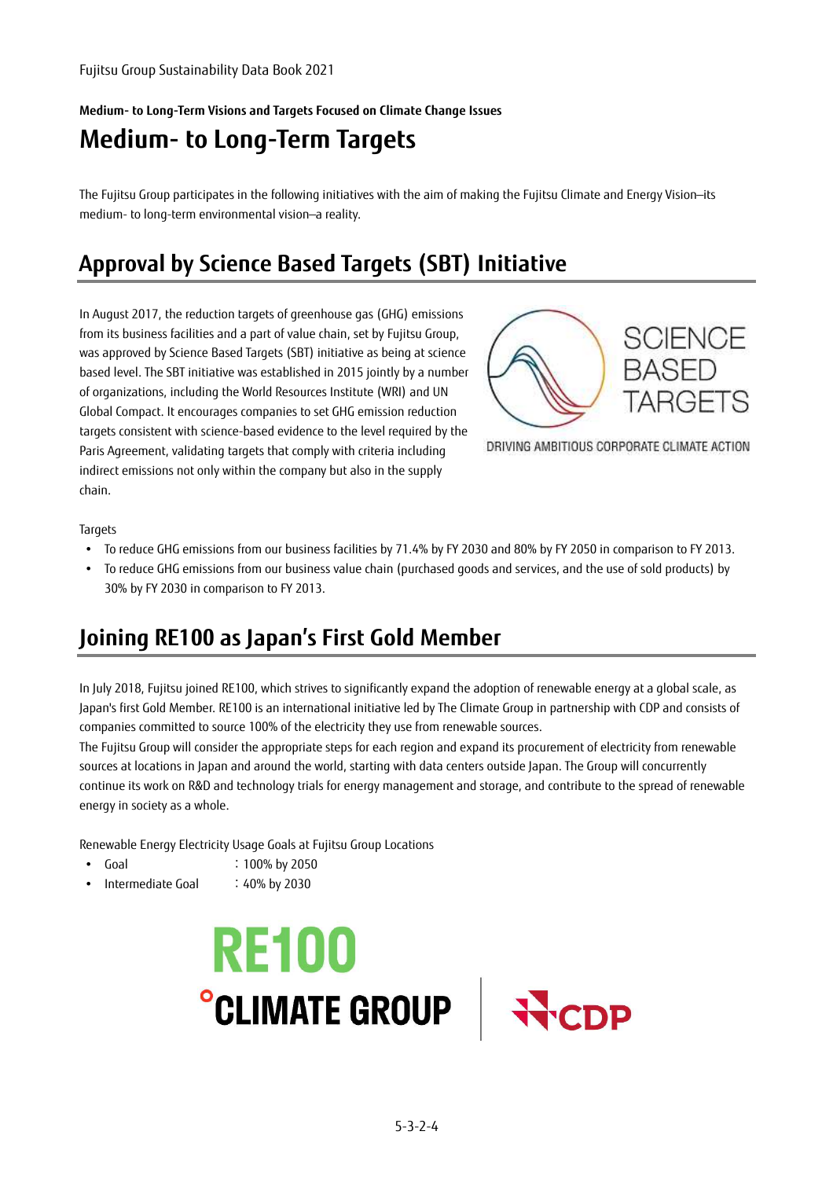Medium- to Long-Term Visions and Targets Focused on Climate Change Issues

# Medium- to Long-Term Targets

The Fujitsu Group participates in the following initiatives with the aim of making the Fujitsu Climate and Energy Vision–its medium- to long-term environmental vision–a reality.

## Approval by Science Based Targets (SBT) Initiative

In August 2017, the reduction targets of greenhouse gas (GHG) emissions from its business facilities and a part of value chain, set by Fujitsu Group, was approved by Science Based Targets (SBT) initiative as being at science based level. The SBT initiative was established in 2015 jointly by a number of organizations, including the World Resources Institute (WRI) and UN Global Compact. It encourages companies to set GHG emission reduction targets consistent with science-based evidence to the level required by the Paris Agreement, validating targets that comply with criteria including indirect emissions not only within the company but also in the supply chain.

Targets

- To reduce GHG emissions from our business facilities by 71.4% by FY 2030 and 80% by FY 2050 in comparison to FY 2013.
- To reduce GHG emissions from our business value chain (purchased goods and services, and the use of sold products) by 30% by FY 2030 in comparison to FY 2013.

## Joining RE100 as Japan's First Gold Member

In July 2018, Fujitsu joined RE100, which strives to significantly expand the adoption of renewable energy at a global scale, as Japan's first Gold Member. RE100 is an international initiative led by The Climate Group in partnership with CDP and consists of companies committed to source 100% of the electricity they use from renewable sources.
The Fujitsu Group will consider the appropriate steps for each region and expand its procurement of electricity from renewable sources at locations in Japan and around the world, starting with data centers outside Japan. The Group will concurrently continue its work on R&D and technology trials for energy management and storage, and contribute to the spread of renewable energy in society as a whole.

Renewable Energy Electricity Usage Goals at Fujitsu Group Locations

- Goal ：100% by 2050
- Intermediate Goal ：40% by 2030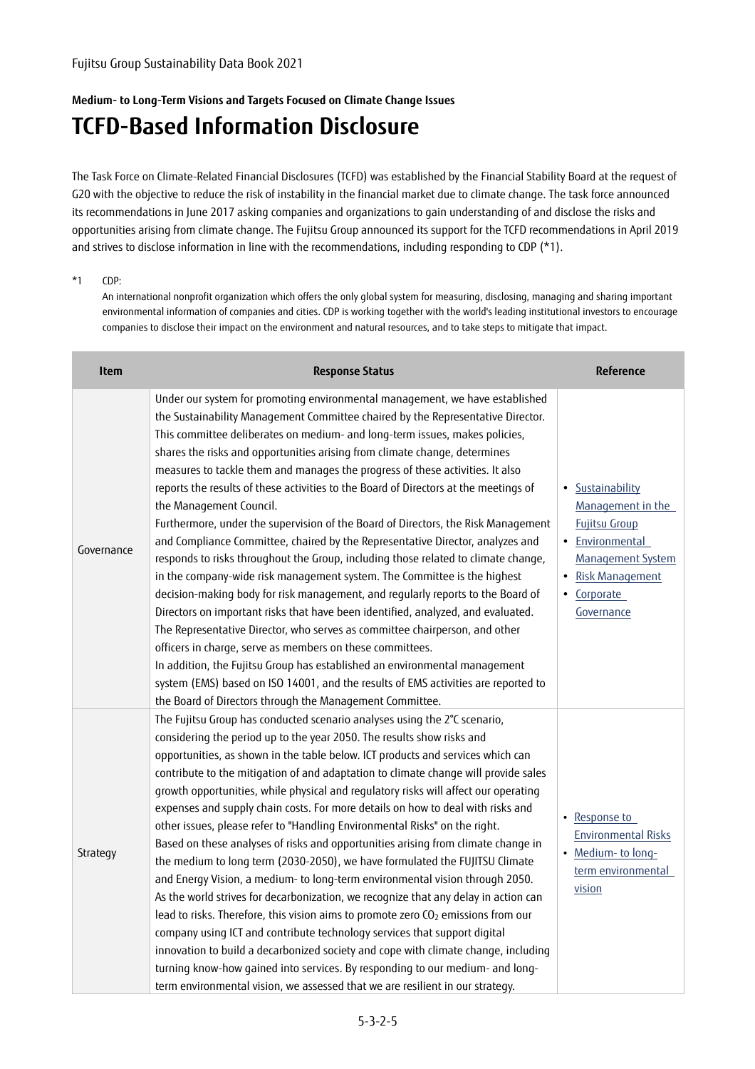**Medium- to Long-Term Visions and Targets Focused on Climate Change Issues**

# TCFD-Based Information Disclosure

The Task Force on Climate-Related Financial Disclosures (TCFD) was established by the Financial Stability Board at the request of G20 with the objective to reduce the risk of instability in the financial market due to climate change. The task force announced its recommendations in June 2017 asking companies and organizations to gain understanding of and disclose the risks and opportunities arising from climate change. The Fujitsu Group announced its support for the TCFD recommendations in April 2019 and strives to disclose information in line with the recommendations, including responding to CDP (*1).

*1 CDP:
An international nonprofit organization which offers the only global system for measuring, disclosing, managing and sharing important environmental information of companies and cities. CDP is working together with the world's leading institutional investors to encourage companies to disclose their impact on the environment and natural resources, and to take steps to mitigate that impact.

| Item | Response Status | Reference |
|---|---|---|
| Governance | Under our system for promoting environmental management, we have established the Sustainability Management Committee chaired by the Representative Director. This committee deliberates on medium- and long-term issues, makes policies, shares the risks and opportunities arising from climate change, determines measures to tackle them and manages the progress of these activities. It also reports the results of these activities to the Board of Directors at the meetings of the Management Council.<br>Furthermore, under the supervision of the Board of Directors, the Risk Management and Compliance Committee, chaired by the Representative Director, analyzes and responds to risks throughout the Group, including those related to climate change, in the company-wide risk management system. The Committee is the highest decision-making body for risk management, and regularly reports to the Board of Directors on important risks that have been identified, analyzed, and evaluated. The Representative Director, who serves as committee chairperson, and other officers in charge, serve as members on these committees.<br>In addition, the Fujitsu Group has established an environmental management system (EMS) based on ISO 14001, and the results of EMS activities are reported to the Board of Directors through the Management Committee. | • Sustainability Management in the Fujitsu Group<br>• Environmental Management System<br>• Risk Management<br>• Corporate Governance |
| Strategy | The Fujitsu Group has conducted scenario analyses using the 2°C scenario, considering the period up to the year 2050. The results show risks and opportunities, as shown in the table below. ICT products and services which can contribute to the mitigation of and adaptation to climate change will provide sales growth opportunities, while physical and regulatory risks will affect our operating expenses and supply chain costs. For more details on how to deal with risks and other issues, please refer to "Handling Environmental Risks" on the right.<br>Based on these analyses of risks and opportunities arising from climate change in the medium to long term (2030-2050), we have formulated the FUJITSU Climate and Energy Vision, a medium- to long-term environmental vision through 2050. As the world strives for decarbonization, we recognize that any delay in action can lead to risks. Therefore, this vision aims to promote zero $CO_2$ emissions from our company using ICT and contribute technology services that support digital innovation to build a decarbonized society and cope with climate change, including turning know-how gained into services. By responding to our medium- and long-term environmental vision, we assessed that we are resilient in our strategy. | • Response to Environmental Risks<br>• Medium- to long-term environmental vision |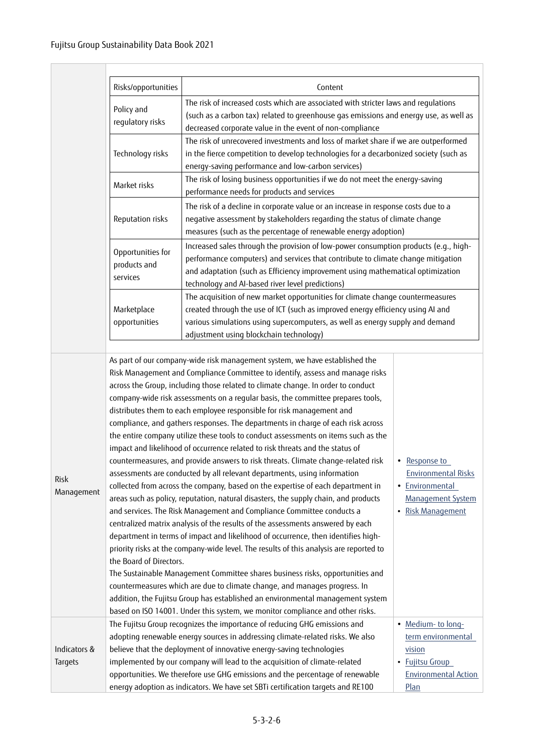| | | |
|---|---|---|
| | <table><tr><th>Risks/opportunities</th><th>Content</th></tr><tr><td>Policy and regulatory risks</td><td>The risk of increased costs which are associated with stricter laws and regulations (such as a carbon tax) related to greenhouse gas emissions and energy use, as well as decreased corporate value in the event of non-compliance</td></tr><tr><td>Technology risks</td><td>The risk of unrecovered investments and loss of market share if we are outperformed in the fierce competition to develop technologies for a decarbonized society (such as energy-saving performance and low-carbon services)</td></tr><tr><td>Market risks</td><td>The risk of losing business opportunities if we do not meet the energy-saving performance needs for products and services</td></tr><tr><td>Reputation risks</td><td>The risk of a decline in corporate value or an increase in response costs due to a negative assessment by stakeholders regarding the status of climate change measures (such as the percentage of renewable energy adoption)</td></tr><tr><td>Opportunities for products and services</td><td>Increased sales through the provision of low-power consumption products (e.g., high-performance computers) and services that contribute to climate change mitigation and adaptation (such as Efficiency improvement using mathematical optimization technology and AI-based river level predictions)</td></tr><tr><td>Marketplace opportunities</td><td>The acquisition of new market opportunities for climate change countermeasures created through the use of ICT (such as improved energy efficiency using AI and various simulations using supercomputers, as well as energy supply and demand adjustment using blockchain technology)</td></tr></table> | |
| Risk Management | As part of our company-wide risk management system, we have established the Risk Management and Compliance Committee to identify, assess and manage risks across the Group, including those related to climate change. In order to conduct company-wide risk assessments on a regular basis, the committee prepares tools, distributes them to each employee responsible for risk management and compliance, and gathers responses. The departments in charge of each risk across the entire company utilize these tools to conduct assessments on items such as the impact and likelihood of occurrence related to risk threats and the status of countermeasures, and provide answers to risk threats. Climate change-related risk assessments are conducted by all relevant departments, using information collected from across the company, based on the expertise of each department in areas such as policy, reputation, natural disasters, the supply chain, and products and services. The Risk Management and Compliance Committee conducts a centralized matrix analysis of the results of the assessments answered by each department in terms of impact and likelihood of occurrence, then identifies high-priority risks at the company-wide level. The results of this analysis are reported to the Board of Directors.<br>The Sustainable Management Committee shares business risks, opportunities and countermeasures which are due to climate change, and manages progress. In addition, the Fujitsu Group has established an environmental management system based on ISO 14001. Under this system, we monitor compliance and other risks. | • Response to Environmental Risks<br>• Environmental Management System<br>• Risk Management |
| Indicators & Targets | The Fujitsu Group recognizes the importance of reducing GHG emissions and adopting renewable energy sources in addressing climate-related risks. We also believe that the deployment of innovative energy-saving technologies implemented by our company will lead to the acquisition of climate-related opportunities. We therefore use GHG emissions and the percentage of renewable energy adoption as indicators. We have set SBTi certification targets and RE100 | • Medium- to long-term environmental vision<br>• Fujitsu Group Environmental Action Plan |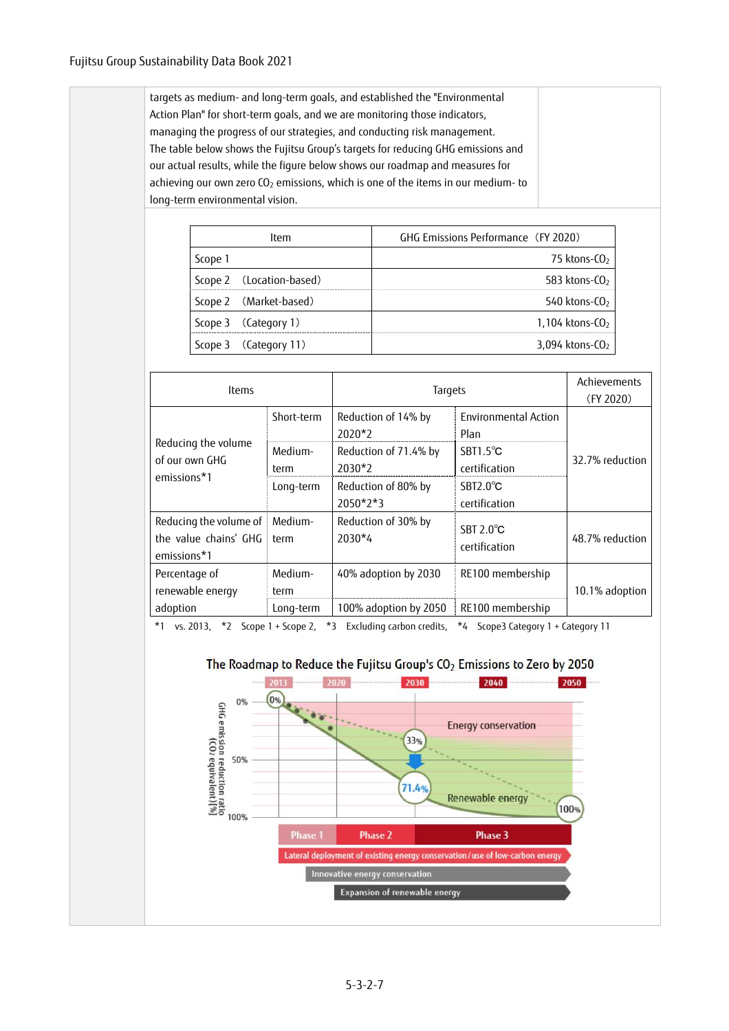targets as medium- and long-term goals, and established the "Environmental Action Plan" for short-term goals, and we are monitoring those indicators, managing the progress of our strategies, and conducting risk management.
The table below shows the Fujitsu Group's targets for reducing GHG emissions and our actual results, while the figure below shows our roadmap and measures for achieving our own zero $CO_2$ emissions, which is one of the items in our medium- to long-term environmental vision.

| Item | GHG Emissions Performance (FY 2020) |
|---|---|
| Scope 1 | 75 ktons-$CO_2$ |
| Scope 2 (Location-based) | 583 ktons-$CO_2$ |
| Scope 2 (Market-based) | 540 ktons-$CO_2$ |
| Scope 3 (Category 1) | 1,104 ktons-$CO_2$ |
| Scope 3 (Category 11) | 3,094 ktons-$CO_2$ |

| Items | | Targets | | Achievements (FY 2020) |
|---|---|---|---|---|
| Reducing the volume of our own GHG emissions*1 | Short-term | Reduction of 14% by 2020*2 | Environmental Action Plan | 32.7% reduction |
| | Medium-term | Reduction of 71.4% by 2030*2 | SBT1.5℃ certification | |
| | Long-term | Reduction of 80% by 2050*2*3 | SBT2.0℃ certification | |
| Reducing the volume of the value chains' GHG emissions*1 | Medium-term | Reduction of 30% by 2030*4 | SBT 2.0℃ certification | 48.7% reduction |
| Percentage of renewable energy adoption | Medium-term | 40% adoption by 2030 | RE100 membership | 10.1% adoption |
| | Long-term | 100% adoption by 2050 | RE100 membership | |

*1 vs. 2013, *2 Scope 1 + Scope 2, *3 Excluding carbon credits, *4 Scope3 Category 1 + Category 11

The Roadmap to Reduce the Fujitsu Group's $CO_2$ Emissions to Zero by 2050

2013
2020
2030
2040
2050

GHG emission reduction ratio ($CO_2$ equivalent) [%]

0%
50%
100%

0%
33%
71.4%
100%

Energy conservation
Renewable energy

Phase 1
Phase 2
Phase 3

Lateral deployment of existing energy conservation / use of low-carbon energy
Innovative energy conservation
Expansion of renewable energy